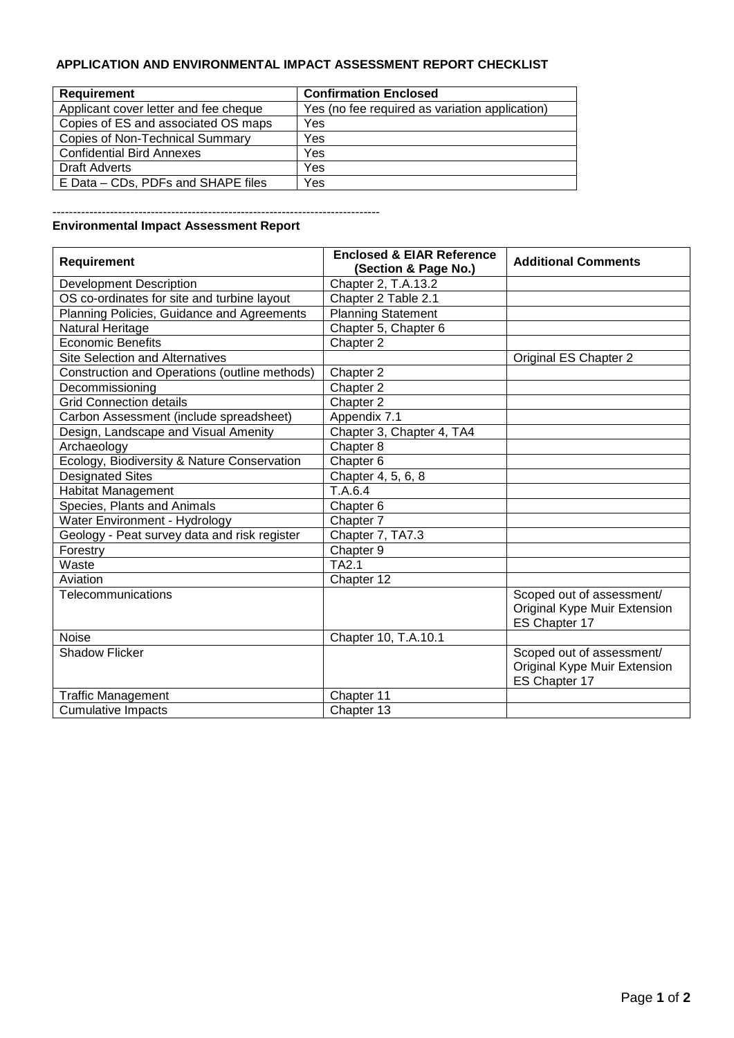## APPLICATION AND ENVIRONMENTAL IMPACT ASSESSMENT REPORT CHECKLIST

| Requirement | Confirmation Enclosed |
|---|---|
| Applicant cover letter and fee cheque | Yes (no fee required as variation application) |
| Copies of ES and associated OS maps | Yes |
| Copies of Non-Technical Summary | Yes |
| Confidential Bird Annexes | Yes |
| Draft Adverts | Yes |
| E Data – CDs, PDFs and SHAPE files | Yes |

--------------------------------------------------------------------------------

### Environmental Impact Assessment Report

| Requirement | Enclosed & EIAR Reference (Section & Page No.) | Additional Comments |
|---|---|---|
| Development Description | Chapter 2, T.A.13.2 | |
| OS co-ordinates for site and turbine layout | Chapter 2 Table 2.1 | |
| Planning Policies, Guidance and Agreements | Planning Statement | |
| Natural Heritage | Chapter 5, Chapter 6 | |
| Economic Benefits | Chapter 2 | |
| Site Selection and Alternatives | | Original ES Chapter 2 |
| Construction and Operations (outline methods) | Chapter 2 | |
| Decommissioning | Chapter 2 | |
| Grid Connection details | Chapter 2 | |
| Carbon Assessment (include spreadsheet) | Appendix 7.1 | |
| Design, Landscape and Visual Amenity | Chapter 3, Chapter 4, TA4 | |
| Archaeology | Chapter 8 | |
| Ecology, Biodiversity & Nature Conservation | Chapter 6 | |
| Designated Sites | Chapter 4, 5, 6, 8 | |
| Habitat Management | T.A.6.4 | |
| Species, Plants and Animals | Chapter 6 | |
| Water Environment - Hydrology | Chapter 7 | |
| Geology - Peat survey data and risk register | Chapter 7, TA7.3 | |
| Forestry | Chapter 9 | |
| Waste | TA2.1 | |
| Aviation | Chapter 12 | |
| Telecommunications | | Scoped out of assessment/ Original Kype Muir Extension ES Chapter 17 |
| Noise | Chapter 10, T.A.10.1 | |
| Shadow Flicker | | Scoped out of assessment/ Original Kype Muir Extension ES Chapter 17 |
| Traffic Management | Chapter 11 | |
| Cumulative Impacts | Chapter 13 | |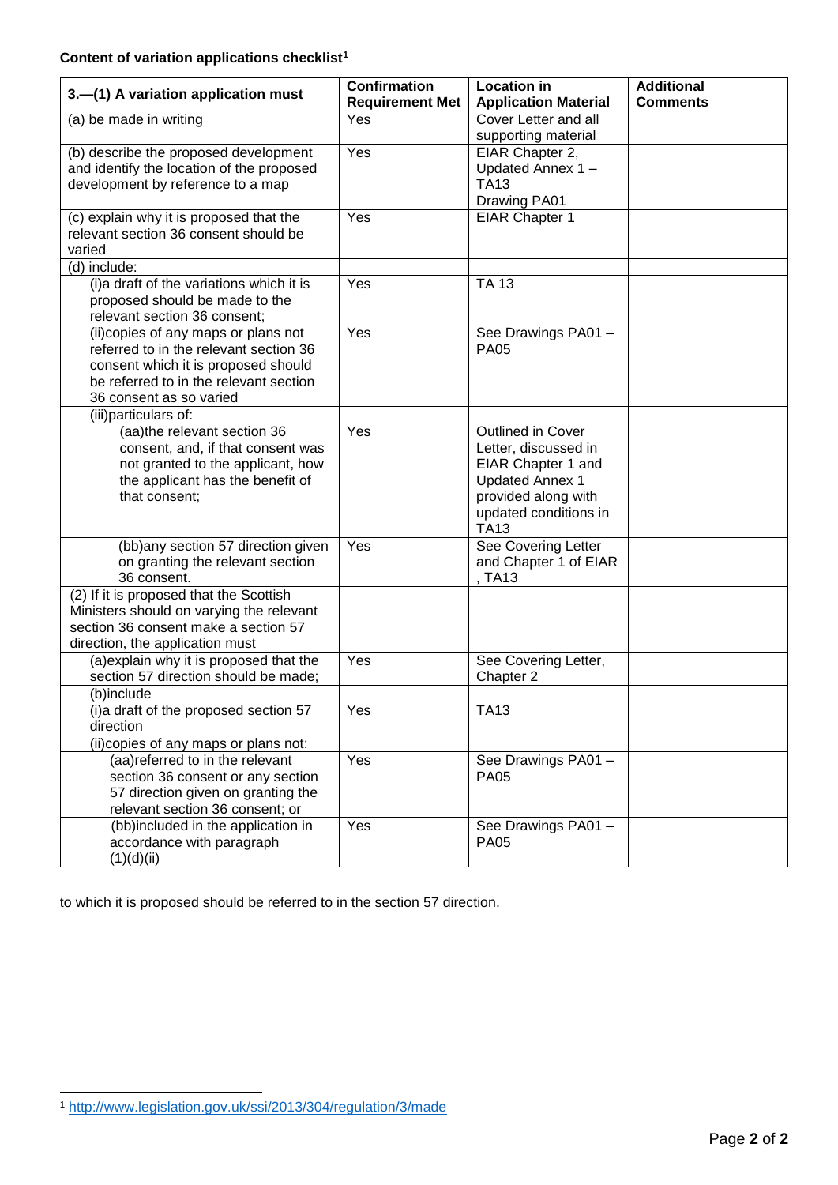**Content of variation applications checklist**[1]

| 3.—(1) A variation application must | Confirmation Requirement Met | Location in Application Material | Additional Comments |
|---|---|---|---|
| (a) be made in writing | Yes | Cover Letter and all supporting material | |
| (b) describe the proposed development and identify the location of the proposed development by reference to a map | Yes | EIAR Chapter 2, Updated Annex 1 – TA13 Drawing PA01 | |
| (c) explain why it is proposed that the relevant section 36 consent should be varied | Yes | EIAR Chapter 1 | |
| (d) include: | | | |
| (i)a draft of the variations which it is proposed should be made to the relevant section 36 consent; | Yes | TA 13 | |
| (ii)copies of any maps or plans not referred to in the relevant section 36 consent which it is proposed should be referred to in the relevant section 36 consent as so varied | Yes | See Drawings PA01 – PA05 | |
| (iii)particulars of: | | | |
| (aa)the relevant section 36 consent, and, if that consent was not granted to the applicant, how the applicant has the benefit of that consent; | Yes | Outlined in Cover Letter, discussed in EIAR Chapter 1 and Updated Annex 1 provided along with updated conditions in TA13 | |
| (bb)any section 57 direction given on granting the relevant section 36 consent. | Yes | See Covering Letter and Chapter 1 of EIAR , TA13 | |
| (2) If it is proposed that the Scottish Ministers should on varying the relevant section 36 consent make a section 57 direction, the application must | | | |
| (a)explain why it is proposed that the section 57 direction should be made; | Yes | See Covering Letter, Chapter 2 | |
| (b)include | | | |
| (i)a draft of the proposed section 57 direction | Yes | TA13 | |
| (ii)copies of any maps or plans not: | | | |
| (aa)referred to in the relevant section 36 consent or any section 57 direction given on granting the relevant section 36 consent; or | Yes | See Drawings PA01 – PA05 | |
| (bb)included in the application in accordance with paragraph (1)(d)(ii) | Yes | See Drawings PA01 – PA05 | |

to which it is proposed should be referred to in the section 57 direction.

[1] http://www.legislation.gov.uk/ssi/2013/304/regulation/3/made